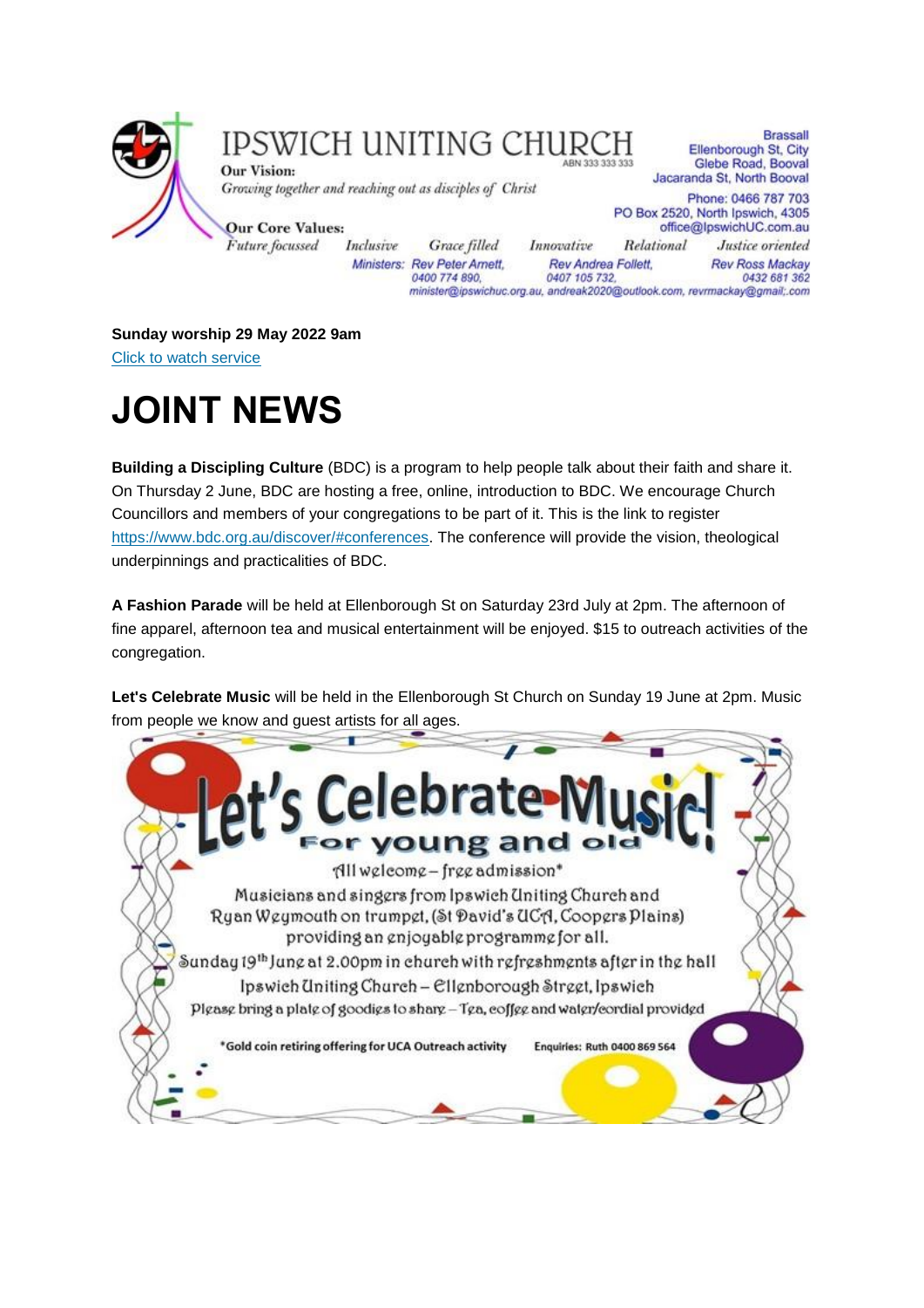# IPSWICH UNITING CHURCH

ABN 333 333 333

**Our Vision:**
*Growing together and reaching out as disciples of Christ*

**Our Core Values:**
*Future focussed* *Inclusive* *Grace filled* *Innovative* *Relational* *Justice oriented*

Brassall
Ellenborough St, City
Glebe Road, Booval
Jacaranda St, North Booval

Phone: 0466 787 703
PO Box 2520, North Ipswich, 4305
office@IpswichUC.com.au

Ministers: Rev Peter Arnett, 0400 774 890, Rev Andrea Follett, 0407 105 732, Rev Ross Mackay 0432 681 362
minister@ipswichuc.org.au, andreak2020@outlook.com, revrmackay@gmail;.com

**Sunday worship 29 May 2022 9am**
[Click to watch service]

# JOINT NEWS

**Building a Discipling Culture** (BDC) is a program to help people talk about their faith and share it. On Thursday 2 June, BDC are hosting a free, online, introduction to BDC. We encourage Church Councillors and members of your congregations to be part of it. This is the link to register https://www.bdc.org.au/discover/#conferences. The conference will provide the vision, theological underpinnings and practicalities of BDC.

**A Fashion Parade** will be held at Ellenborough St on Saturday 23rd July at 2pm. The afternoon of fine apparel, afternoon tea and musical entertainment will be enjoyed. $15 to outreach activities of the congregation.

**Let's Celebrate Music** will be held in the Ellenborough St Church on Sunday 19 June at 2pm. Music from people we know and guest artists for all ages.

## Let's Celebrate Music!

For young and old

All welcome – free admission*

Musicians and singers from Ipswich Uniting Church and Ryan Weymouth on trumpet, (St David's UCA, Coopers Plains) providing an enjoyable programme for all.

Sunday 19th June at 2.00pm in church with refreshments after in the hall

Ipswich Uniting Church – Ellenborough Street, Ipswich

Please bring a plate of goodies to share – Tea, coffee and water/cordial provided

*Gold coin retiring offering for UCA Outreach activity

Enquiries: Ruth 0400 869 564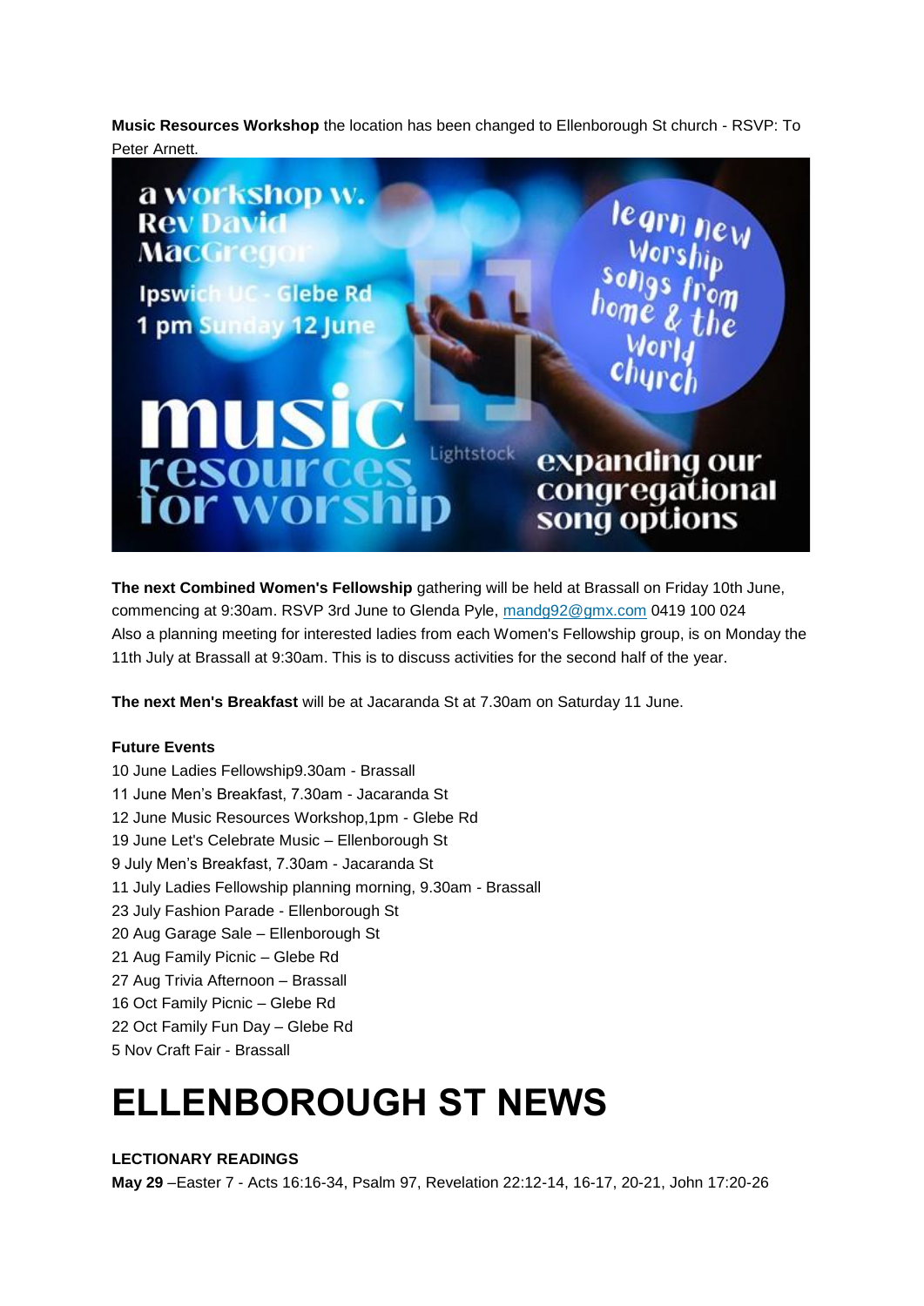**Music Resources Workshop** the location has been changed to Ellenborough St church - RSVP: To Peter Arnett.

**The next Combined Women's Fellowship** gathering will be held at Brassall on Friday 10th June, commencing at 9:30am. RSVP 3rd June to Glenda Pyle, mandg92@gmx.com 0419 100 024
Also a planning meeting for interested ladies from each Women's Fellowship group, is on Monday the 11th July at Brassall at 9:30am. This is to discuss activities for the second half of the year.

**The next Men's Breakfast** will be at Jacaranda St at 7.30am on Saturday 11 June.

**Future Events**

10 June Ladies Fellowship9.30am - Brassall
11 June Men's Breakfast, 7.30am - Jacaranda St
12 June Music Resources Workshop,1pm - Glebe Rd
19 June Let's Celebrate Music – Ellenborough St
9 July Men's Breakfast, 7.30am - Jacaranda St
11 July Ladies Fellowship planning morning, 9.30am - Brassall
23 July Fashion Parade - Ellenborough St
20 Aug Garage Sale – Ellenborough St
21 Aug Family Picnic – Glebe Rd
27 Aug Trivia Afternoon – Brassall
16 Oct Family Picnic – Glebe Rd
22 Oct Family Fun Day – Glebe Rd
5 Nov Craft Fair - Brassall

# ELLENBOROUGH ST NEWS

**LECTIONARY READINGS**

**May 29** –Easter 7 - Acts 16:16-34, Psalm 97, Revelation 22:12-14, 16-17, 20-21, John 17:20-26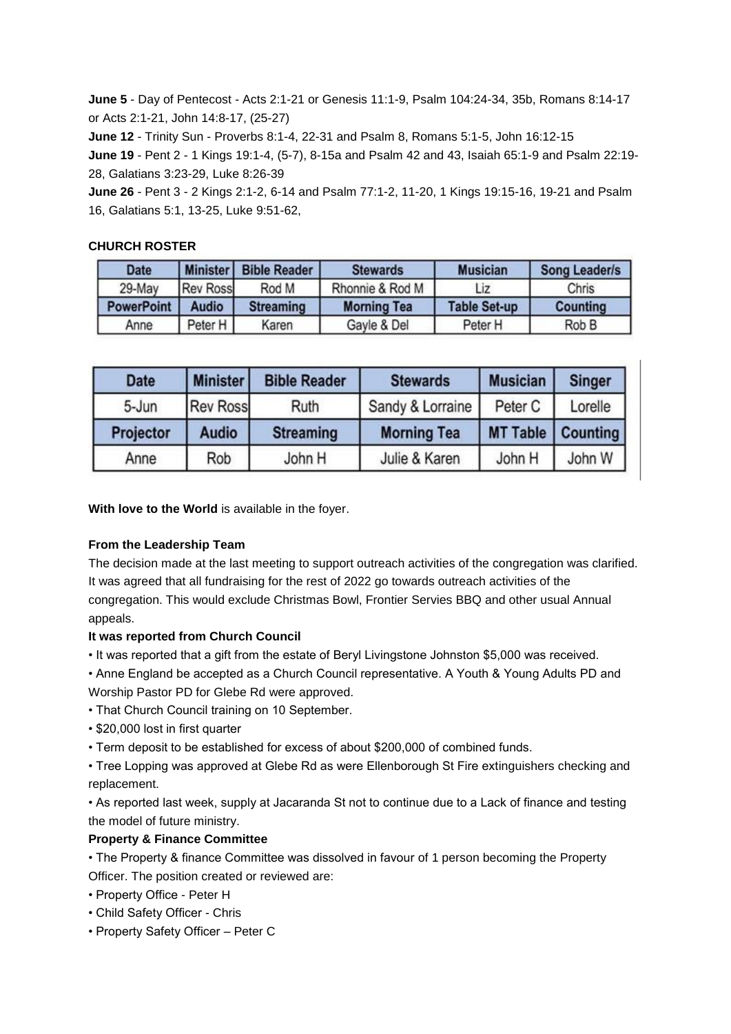**June 5** - Day of Pentecost - Acts 2:1-21 or Genesis 11:1-9, Psalm 104:24-34, 35b, Romans 8:14-17 or Acts 2:1-21, John 14:8-17, (25-27)

**June 12** - Trinity Sun - Proverbs 8:1-4, 22-31 and Psalm 8, Romans 5:1-5, John 16:12-15

**June 19** - Pent 2 - 1 Kings 19:1-4, (5-7), 8-15a and Psalm 42 and 43, Isaiah 65:1-9 and Psalm 22:19-28, Galatians 3:23-29, Luke 8:26-39

**June 26** - Pent 3 - 2 Kings 2:1-2, 6-14 and Psalm 77:1-2, 11-20, 1 Kings 19:15-16, 19-21 and Psalm 16, Galatians 5:1, 13-25, Luke 9:51-62,

**CHURCH ROSTER**

| Date | Minister | Bible Reader | Stewards | Musician | Song Leader/s |
|---|---|---|---|---|---|
| 29-May | Rev Ross | Rod M | Rhonnie & Rod M | Liz | Chris |
| **PowerPoint** | **Audio** | **Streaming** | **Morning Tea** | **Table Set-up** | **Counting** |
| Anne | Peter H | Karen | Gayle & Del | Peter H | Rob B |

| Date | Minister | Bible Reader | Stewards | Musician | Singer |
|---|---|---|---|---|---|
| 5-Jun | Rev Ross | Ruth | Sandy & Lorraine | Peter C | Lorelle |
| **Projector** | **Audio** | **Streaming** | **Morning Tea** | **MT Table** | **Counting** |
| Anne | Rob | John H | Julie & Karen | John H | John W |

**With love to the World** is available in the foyer.

**From the Leadership Team**

The decision made at the last meeting to support outreach activities of the congregation was clarified. It was agreed that all fundraising for the rest of 2022 go towards outreach activities of the congregation. This would exclude Christmas Bowl, Frontier Servies BBQ and other usual Annual appeals.

**It was reported from Church Council**

- It was reported that a gift from the estate of Beryl Livingstone Johnston $5,000 was received.
- Anne England be accepted as a Church Council representative. A Youth & Young Adults PD and Worship Pastor PD for Glebe Rd were approved.
- That Church Council training on 10 September.
- $20,000 lost in first quarter
- Term deposit to be established for excess of about $200,000 of combined funds.
- Tree Lopping was approved at Glebe Rd as were Ellenborough St Fire extinguishers checking and replacement.
- As reported last week, supply at Jacaranda St not to continue due to a Lack of finance and testing the model of future ministry.

**Property & Finance Committee**

- The Property & finance Committee was dissolved in favour of 1 person becoming the Property Officer. The position created or reviewed are:
- Property Office - Peter H
- Child Safety Officer - Chris
- Property Safety Officer – Peter C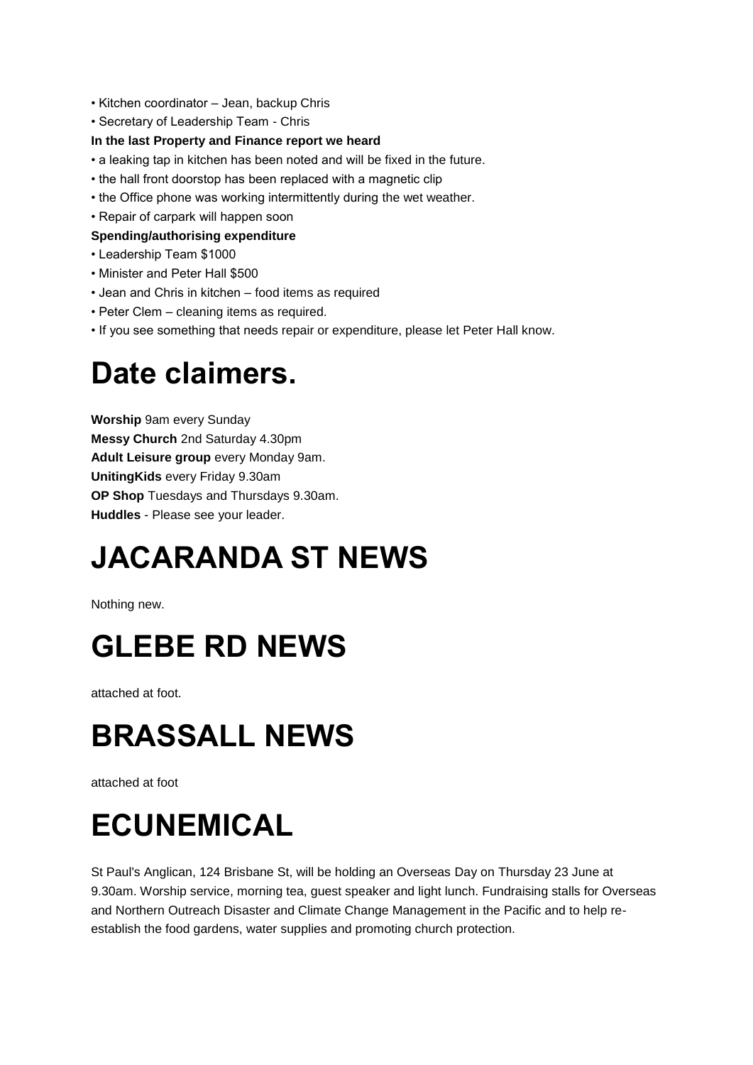- Kitchen coordinator – Jean, backup Chris
- Secretary of Leadership Team - Chris

**In the last Property and Finance report we heard**

- a leaking tap in kitchen has been noted and will be fixed in the future.
- the hall front doorstop has been replaced with a magnetic clip
- the Office phone was working intermittently during the wet weather.
- Repair of carpark will happen soon

**Spending/authorising expenditure**

- Leadership Team $1000
- Minister and Peter Hall $500
- Jean and Chris in kitchen – food items as required
- Peter Clem – cleaning items as required.
- If you see something that needs repair or expenditure, please let Peter Hall know.

# Date claimers.

**Worship** 9am every Sunday
**Messy Church** 2nd Saturday 4.30pm
**Adult Leisure group** every Monday 9am.
**UnitingKids** every Friday 9.30am
**OP Shop** Tuesdays and Thursdays 9.30am.
**Huddles** - Please see your leader.

# JACARANDA ST NEWS

Nothing new.

# GLEBE RD NEWS

attached at foot.

# BRASSALL NEWS

attached at foot

# ECUNEMICAL

St Paul's Anglican, 124 Brisbane St, will be holding an Overseas Day on Thursday 23 June at 9.30am. Worship service, morning tea, guest speaker and light lunch. Fundraising stalls for Overseas and Northern Outreach Disaster and Climate Change Management in the Pacific and to help re-establish the food gardens, water supplies and promoting church protection.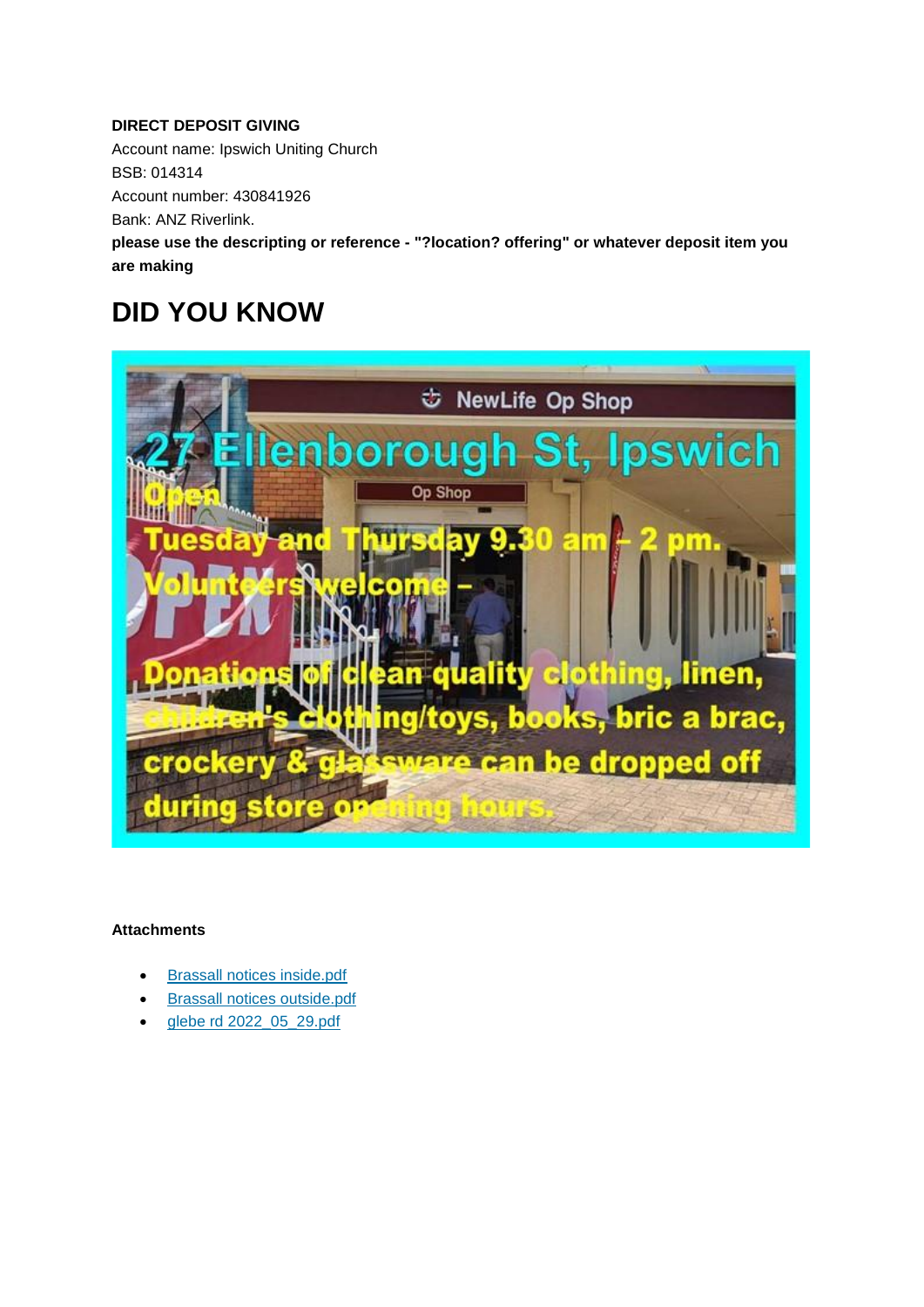**DIRECT DEPOSIT GIVING**
Account name: Ipswich Uniting Church
BSB: 014314
Account number: 430841926
Bank: ANZ Riverlink.
**please use the descripting or reference - "?location? offering" or whatever deposit item you are making**

# DID YOU KNOW

NewLife Op Shop

27 Ellenborough St, Ipswich

Open

Tuesday and Thursday 9.30 am – 2 pm.

Volunteers welcome –

Donations of clean quality clothing, linen, children's clothing/toys, books, bric a brac, crockery & glassware can be dropped off during store opening hours.

**Attachments**

- Brassall notices inside.pdf
- Brassall notices outside.pdf
- glebe rd 2022_05_29.pdf